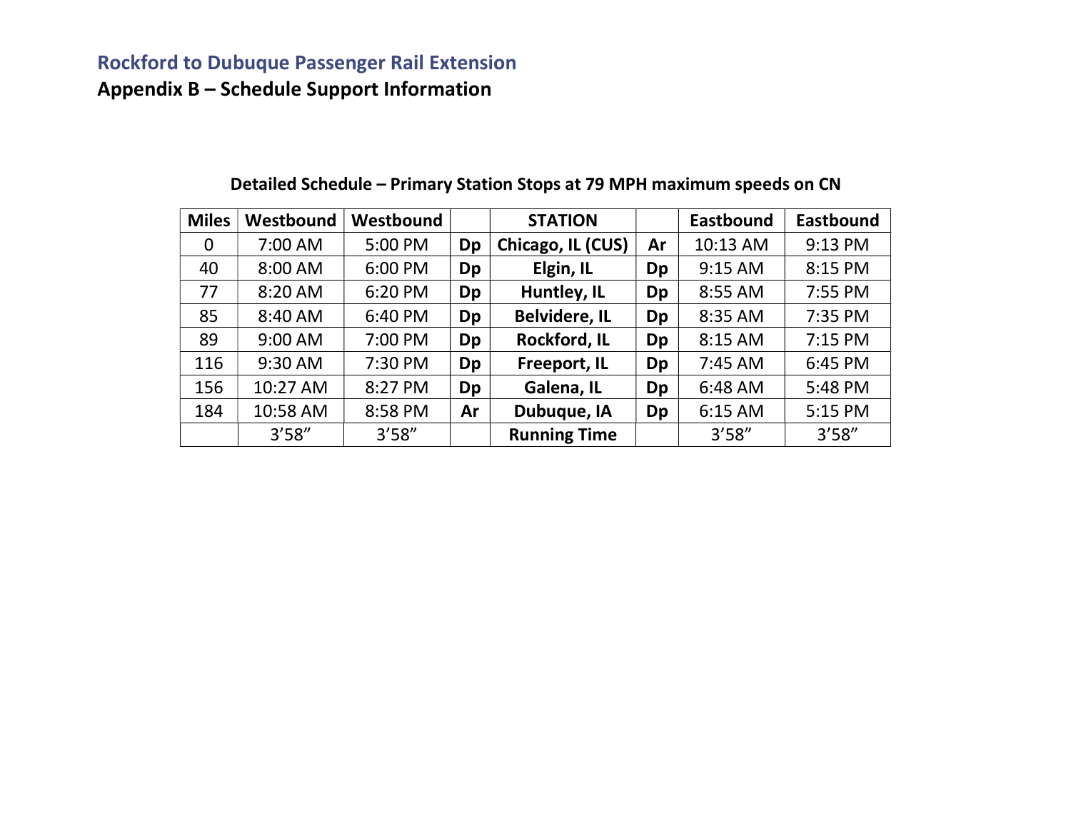# Rockford to Dubuque Passenger Rail Extension

## Appendix B – Schedule Support Information

**Detailed Schedule – Primary Station Stops at 79 MPH maximum speeds on CN**

| Miles | Westbound | Westbound | | STATION | | Eastbound | Eastbound |
|---|---|---|---|---|---|---|---|
| 0 | 7:00 AM | 5:00 PM | **Dp** | **Chicago, IL (CUS)** | **Ar** | 10:13 AM | 9:13 PM |
| 40 | 8:00 AM | 6:00 PM | **Dp** | **Elgin, IL** | **Dp** | 9:15 AM | 8:15 PM |
| 77 | 8:20 AM | 6:20 PM | **Dp** | **Huntley, IL** | **Dp** | 8:55 AM | 7:55 PM |
| 85 | 8:40 AM | 6:40 PM | **Dp** | **Belvidere, IL** | **Dp** | 8:35 AM | 7:35 PM |
| 89 | 9:00 AM | 7:00 PM | **Dp** | **Rockford, IL** | **Dp** | 8:15 AM | 7:15 PM |
| 116 | 9:30 AM | 7:30 PM | **Dp** | **Freeport, IL** | **Dp** | 7:45 AM | 6:45 PM |
| 156 | 10:27 AM | 8:27 PM | **Dp** | **Galena, IL** | **Dp** | 6:48 AM | 5:48 PM |
| 184 | 10:58 AM | 8:58 PM | **Ar** | **Dubuque, IA** | **Dp** | 6:15 AM | 5:15 PM |
| | 3'58" | 3'58" | | **Running Time** | | 3'58" | 3'58" |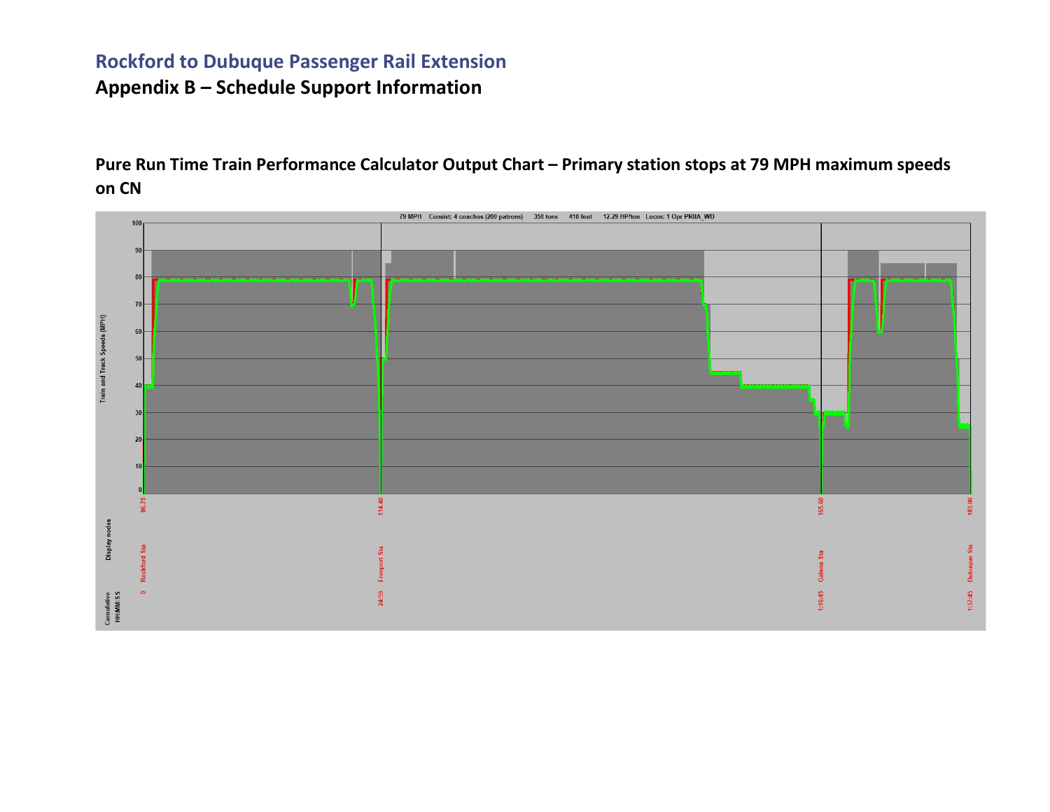# Rockford to Dubuque Passenger Rail Extension

## Appendix B – Schedule Support Information

### Pure Run Time Train Performance Calculator Output Chart – Primary station stops at 79 MPH maximum speeds on CN

79 MPH Consist: 4 coaches (200 patrons) 358 tons 410 feet 12.29 HP/ton Locos: 1 Opr PRIIA_WD

Train and Track Speeds (MPH)

| Display nodes | 86.75 | 114.40 | 165.50 | 183.00 |
|---|---|---|---|---|
| | Rockford Sta | Freeport Sta | Galena Sta | Dubuque Sta |
| Cumulative HH:MM:SS | 0 | 24:59 | 1:16:45 | 1:37:45 |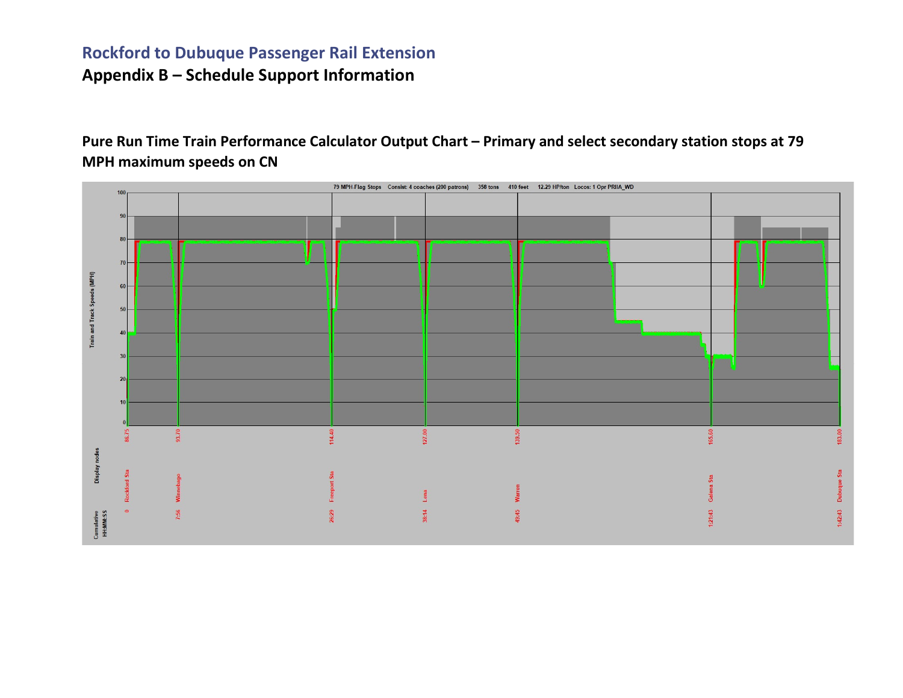# Rockford to Dubuque Passenger Rail Extension

## Appendix B – Schedule Support Information

### Pure Run Time Train Performance Calculator Output Chart – Primary and select secondary station stops at 79 MPH maximum speeds on CN

79 MPH Flag Stops   Consist: 4 coaches (200 patrons)   358 tons   410 feet   12.29 HP/ton   Locos: 1 Opr PRIIA_WD

| Display nodes | Milepost | Cumulative HH:MM:SS |
| --- | --- | --- |
| Rockford Sta | 86.75 | 0 |
| Winnebago | 93.70 | 7:56 |
| Freeport Sta | 114.40 | 26:29 |
| Lena | 127.00 | 38:14 |
| Warren | 139.50 | 49:45 |
| Galena Sta | 165.60 | 1:21:43 |
| Dubuque Sta | 183.00 | 1:42:43 |

Train and Track Speeds (MPH)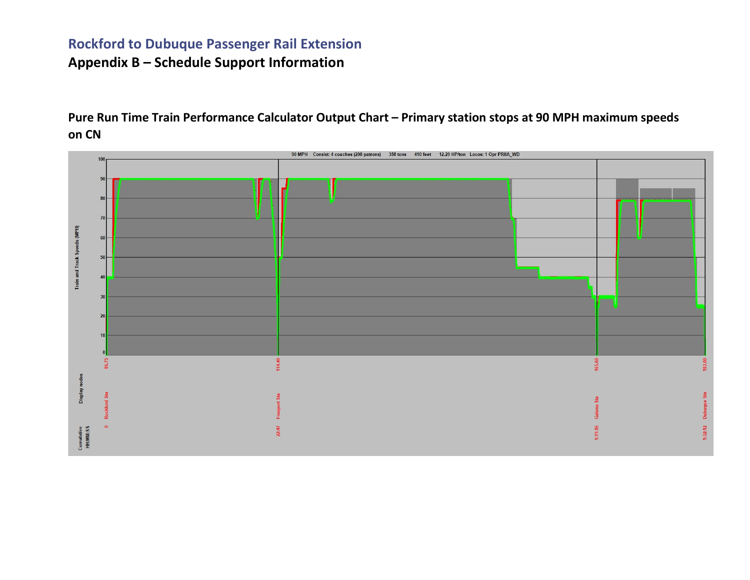# Rockford to Dubuque Passenger Rail Extension

## Appendix B – Schedule Support Information

### Pure Run Time Train Performance Calculator Output Chart – Primary station stops at 90 MPH maximum speeds on CN

90 MPH Consist: 4 coaches (200 patrons) 358 tons 410 feet 12.29 HP/ton Locos: 1 Opr PRIIA_WD

Train and Track Speeds (MPH)

| Display nodes | Rockford Sta | Freeport Sta | Galena Sta | Dubuque Sta |
|---|---|---|---|---|
| Milepost | 86.75 | 114.40 | 165.60 | 183.00 |
| Cumulative HH:MM:SS | 0 | 22:47 | 1:11:16 | 1:32:12 |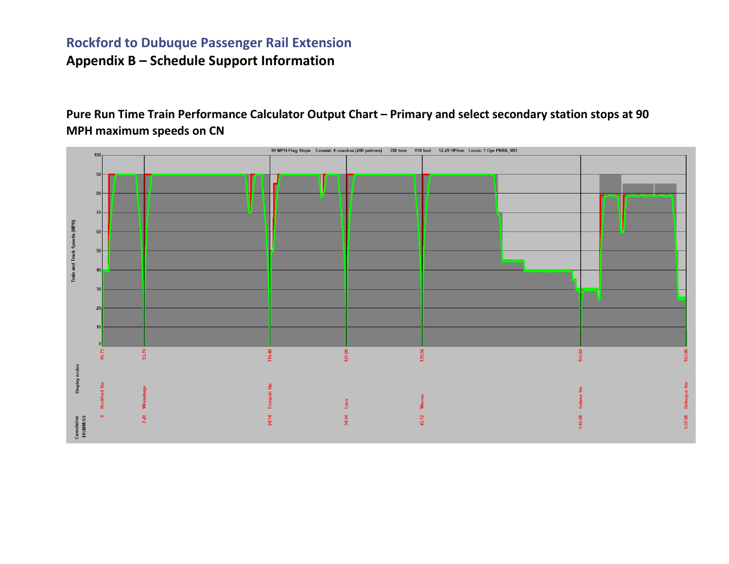# Rockford to Dubuque Passenger Rail Extension

## Appendix B – Schedule Support Information

### Pure Run Time Train Performance Calculator Output Chart – Primary and select secondary station stops at 90 MPH maximum speeds on CN

90 MPH-Flag Stops Consist: 4 coaches (200 patrons) 358 tons 410 feet 12.29 HP/ton Locos: 1 Opr PRIIA_WD

Train and Track Speeds (MPH)

100
90
80
70
60
50
40
30
20
10
0

86.75
93.70
114.40
127.00
139.50
165.60
183.00

Display nodes

Rockford Sta
Winnebago
Freeport Sta
Lena
Warren
Galena Sta
Dubuque Sta

Cumulative HH:MM:SS

0
7:20
24:14
34:54
45:12
1:16:08
1:37:08